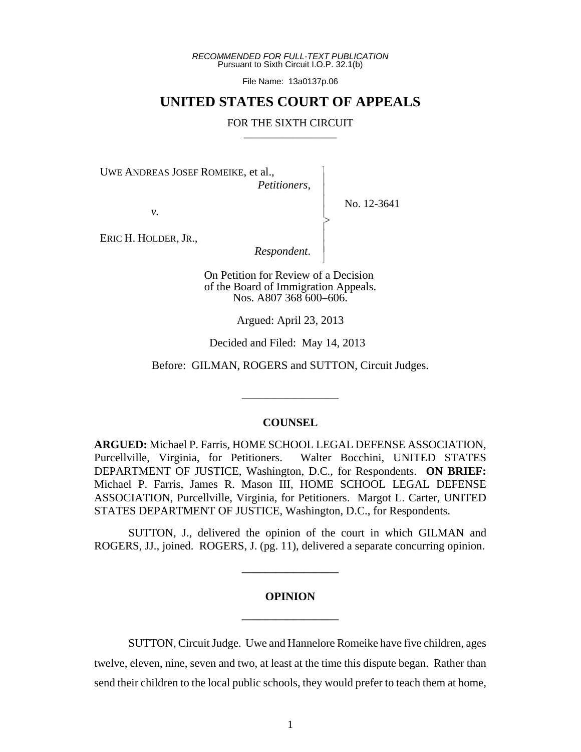*RECOMMENDED FOR FULL-TEXT PUBLICATION*
Pursuant to Sixth Circuit I.O.P. 32.1(b)

File Name: 13a0137p.06

# UNITED STATES COURT OF APPEALS

FOR THE SIXTH CIRCUIT

UWE ANDREAS JOSEF ROMEIKE, et al.,
*Petitioners*,

*v.*

ERIC H. HOLDER, JR.,
*Respondent*.

No. 12-3641

On Petition for Review of a Decision of the Board of Immigration Appeals.
Nos. A807 368 600–606.

Argued: April 23, 2013

Decided and Filed: May 14, 2013

Before: GILMAN, ROGERS and SUTTON, Circuit Judges.

## COUNSEL

**ARGUED:** Michael P. Farris, HOME SCHOOL LEGAL DEFENSE ASSOCIATION, Purcellville, Virginia, for Petitioners. Walter Bocchini, UNITED STATES DEPARTMENT OF JUSTICE, Washington, D.C., for Respondents. **ON BRIEF:** Michael P. Farris, James R. Mason III, HOME SCHOOL LEGAL DEFENSE ASSOCIATION, Purcellville, Virginia, for Petitioners. Margot L. Carter, UNITED STATES DEPARTMENT OF JUSTICE, Washington, D.C., for Respondents.

SUTTON, J., delivered the opinion of the court in which GILMAN and ROGERS, JJ., joined. ROGERS, J. (pg. 11), delivered a separate concurring opinion.

## OPINION

SUTTON, Circuit Judge. Uwe and Hannelore Romeike have five children, ages twelve, eleven, nine, seven and two, at least at the time this dispute began. Rather than send their children to the local public schools, they would prefer to teach them at home,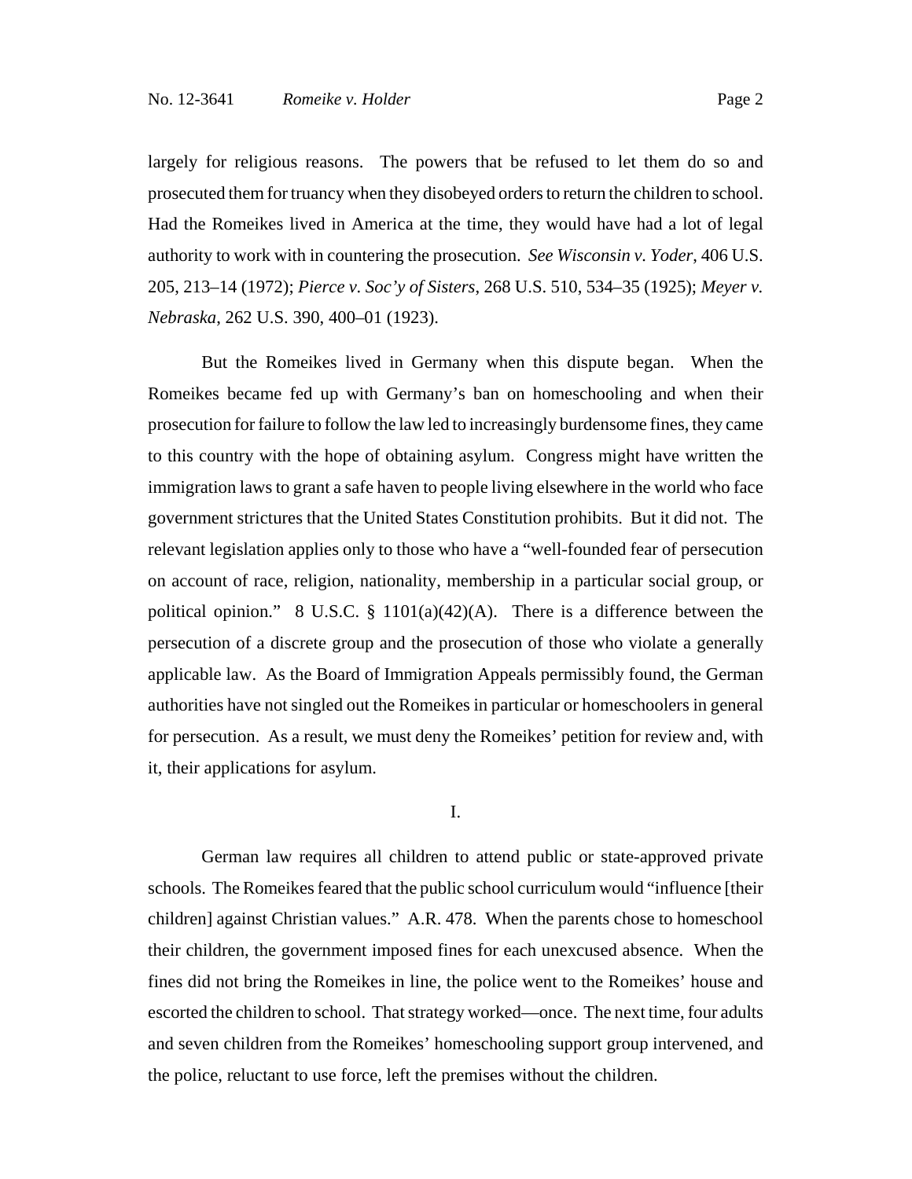largely for religious reasons. The powers that be refused to let them do so and prosecuted them for truancy when they disobeyed orders to return the children to school. Had the Romeikes lived in America at the time, they would have had a lot of legal authority to work with in countering the prosecution. *See Wisconsin v. Yoder*, 406 U.S. 205, 213–14 (1972); *Pierce v. Soc'y of Sisters*, 268 U.S. 510, 534–35 (1925); *Meyer v. Nebraska*, 262 U.S. 390, 400–01 (1923).

But the Romeikes lived in Germany when this dispute began. When the Romeikes became fed up with Germany's ban on homeschooling and when their prosecution for failure to follow the law led to increasingly burdensome fines, they came to this country with the hope of obtaining asylum. Congress might have written the immigration laws to grant a safe haven to people living elsewhere in the world who face government strictures that the United States Constitution prohibits. But it did not. The relevant legislation applies only to those who have a "well-founded fear of persecution on account of race, religion, nationality, membership in a particular social group, or political opinion." 8 U.S.C. § 1101(a)(42)(A). There is a difference between the persecution of a discrete group and the prosecution of those who violate a generally applicable law. As the Board of Immigration Appeals permissibly found, the German authorities have not singled out the Romeikes in particular or homeschoolers in general for persecution. As a result, we must deny the Romeikes' petition for review and, with it, their applications for asylum.

## I.

German law requires all children to attend public or state-approved private schools. The Romeikes feared that the public school curriculum would "influence [their children] against Christian values." A.R. 478. When the parents chose to homeschool their children, the government imposed fines for each unexcused absence. When the fines did not bring the Romeikes in line, the police went to the Romeikes' house and escorted the children to school. That strategy worked—once. The next time, four adults and seven children from the Romeikes' homeschooling support group intervened, and the police, reluctant to use force, left the premises without the children.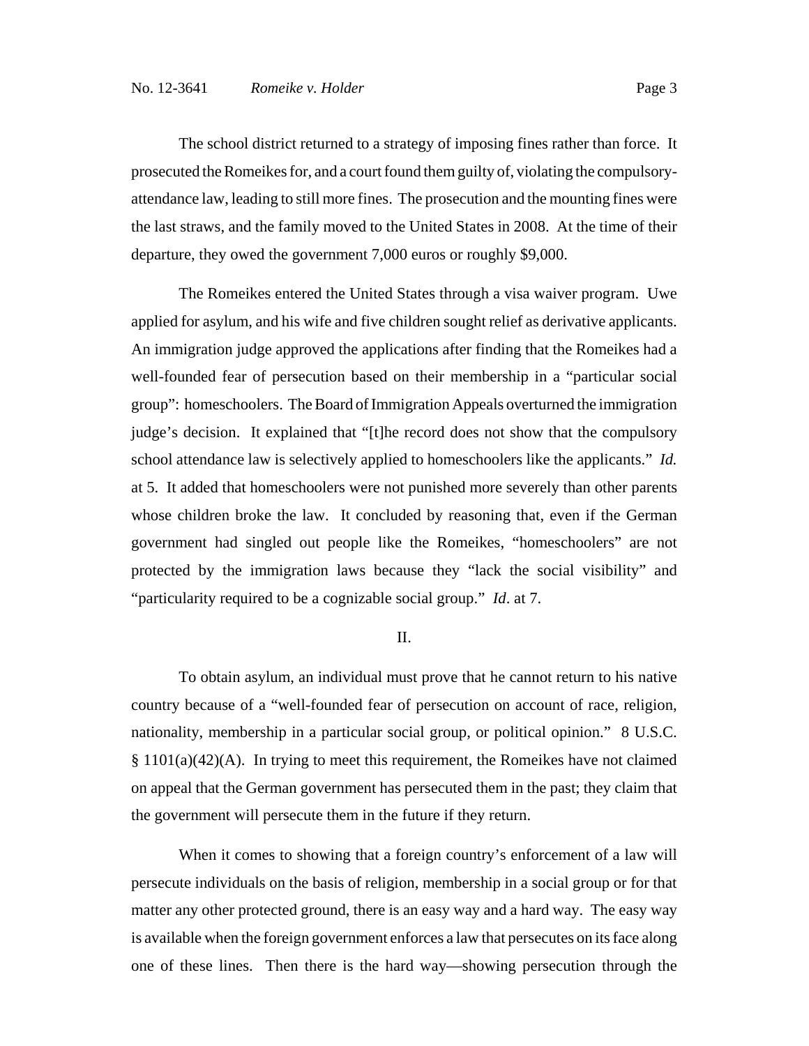The school district returned to a strategy of imposing fines rather than force. It prosecuted the Romeikes for, and a court found them guilty of, violating the compulsory-attendance law, leading to still more fines. The prosecution and the mounting fines were the last straws, and the family moved to the United States in 2008. At the time of their departure, they owed the government 7,000 euros or roughly $9,000.

The Romeikes entered the United States through a visa waiver program. Uwe applied for asylum, and his wife and five children sought relief as derivative applicants. An immigration judge approved the applications after finding that the Romeikes had a well-founded fear of persecution based on their membership in a "particular social group": homeschoolers. The Board of Immigration Appeals overturned the immigration judge's decision. It explained that "[t]he record does not show that the compulsory school attendance law is selectively applied to homeschoolers like the applicants." *Id.* at 5. It added that homeschoolers were not punished more severely than other parents whose children broke the law. It concluded by reasoning that, even if the German government had singled out people like the Romeikes, "homeschoolers" are not protected by the immigration laws because they "lack the social visibility" and "particularity required to be a cognizable social group." *Id*. at 7.

## II.

To obtain asylum, an individual must prove that he cannot return to his native country because of a "well-founded fear of persecution on account of race, religion, nationality, membership in a particular social group, or political opinion." 8 U.S.C. § 1101(a)(42)(A). In trying to meet this requirement, the Romeikes have not claimed on appeal that the German government has persecuted them in the past; they claim that the government will persecute them in the future if they return.

When it comes to showing that a foreign country's enforcement of a law will persecute individuals on the basis of religion, membership in a social group or for that matter any other protected ground, there is an easy way and a hard way. The easy way is available when the foreign government enforces a law that persecutes on its face along one of these lines. Then there is the hard way—showing persecution through the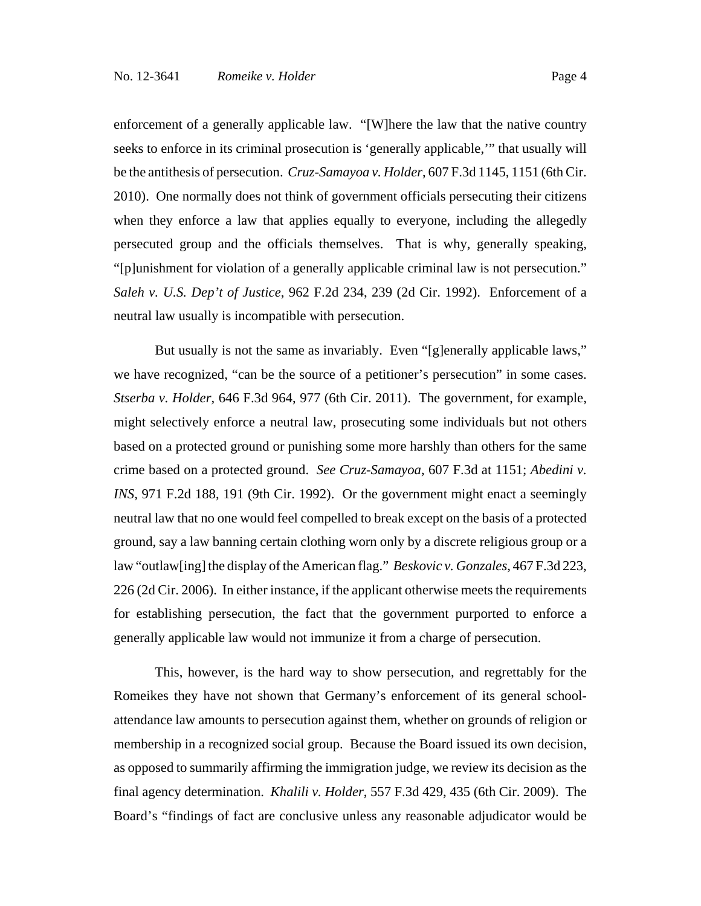enforcement of a generally applicable law. "[W]here the law that the native country seeks to enforce in its criminal prosecution is 'generally applicable,'" that usually will be the antithesis of persecution. *Cruz-Samayoa v. Holder*, 607 F.3d 1145, 1151 (6th Cir. 2010). One normally does not think of government officials persecuting their citizens when they enforce a law that applies equally to everyone, including the allegedly persecuted group and the officials themselves. That is why, generally speaking, "[p]unishment for violation of a generally applicable criminal law is not persecution." *Saleh v. U.S. Dep't of Justice*, 962 F.2d 234, 239 (2d Cir. 1992). Enforcement of a neutral law usually is incompatible with persecution.

But usually is not the same as invariably. Even "[g]enerally applicable laws," we have recognized, "can be the source of a petitioner's persecution" in some cases. *Stserba v. Holder*, 646 F.3d 964, 977 (6th Cir. 2011). The government, for example, might selectively enforce a neutral law, prosecuting some individuals but not others based on a protected ground or punishing some more harshly than others for the same crime based on a protected ground. *See Cruz-Samayoa*, 607 F.3d at 1151; *Abedini v. INS*, 971 F.2d 188, 191 (9th Cir. 1992). Or the government might enact a seemingly neutral law that no one would feel compelled to break except on the basis of a protected ground, say a law banning certain clothing worn only by a discrete religious group or a law "outlaw[ing] the display of the American flag." *Beskovic v. Gonzales*, 467 F.3d 223, 226 (2d Cir. 2006). In either instance, if the applicant otherwise meets the requirements for establishing persecution, the fact that the government purported to enforce a generally applicable law would not immunize it from a charge of persecution.

This, however, is the hard way to show persecution, and regrettably for the Romeikes they have not shown that Germany's enforcement of its general school-attendance law amounts to persecution against them, whether on grounds of religion or membership in a recognized social group. Because the Board issued its own decision, as opposed to summarily affirming the immigration judge, we review its decision as the final agency determination. *Khalili v. Holder*, 557 F.3d 429, 435 (6th Cir. 2009). The Board's "findings of fact are conclusive unless any reasonable adjudicator would be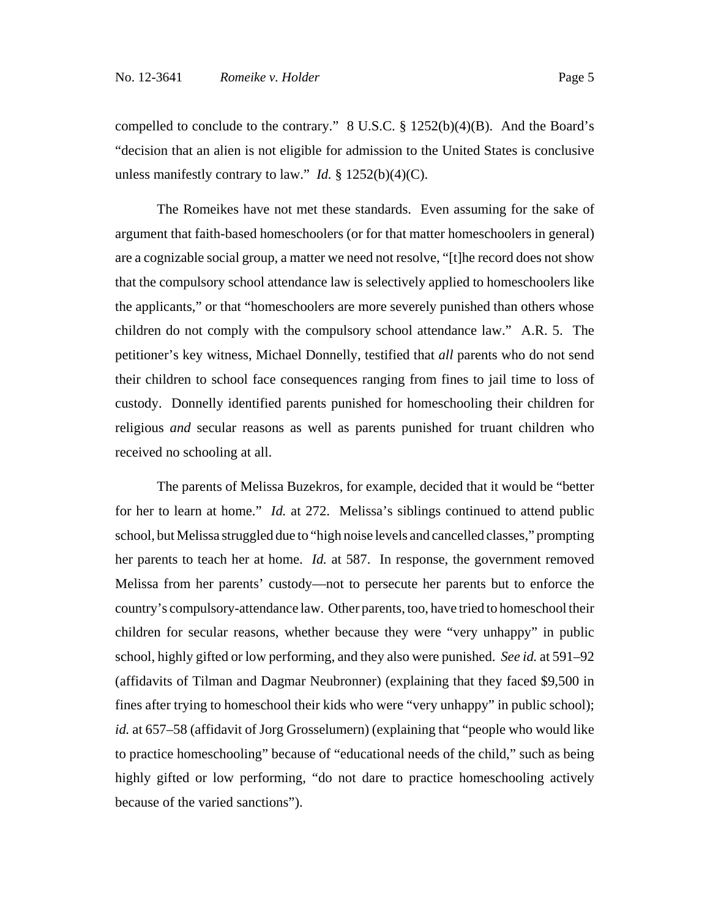compelled to conclude to the contrary." 8 U.S.C. § 1252(b)(4)(B). And the Board's "decision that an alien is not eligible for admission to the United States is conclusive unless manifestly contrary to law." *Id.* § 1252(b)(4)(C).

The Romeikes have not met these standards. Even assuming for the sake of argument that faith-based homeschoolers (or for that matter homeschoolers in general) are a cognizable social group, a matter we need not resolve, "[t]he record does not show that the compulsory school attendance law is selectively applied to homeschoolers like the applicants," or that "homeschoolers are more severely punished than others whose children do not comply with the compulsory school attendance law." A.R. 5. The petitioner's key witness, Michael Donnelly, testified that *all* parents who do not send their children to school face consequences ranging from fines to jail time to loss of custody. Donnelly identified parents punished for homeschooling their children for religious *and* secular reasons as well as parents punished for truant children who received no schooling at all.

The parents of Melissa Buzekros, for example, decided that it would be "better for her to learn at home." *Id.* at 272. Melissa's siblings continued to attend public school, but Melissa struggled due to "high noise levels and cancelled classes," prompting her parents to teach her at home. *Id.* at 587. In response, the government removed Melissa from her parents' custody—not to persecute her parents but to enforce the country's compulsory-attendance law. Other parents, too, have tried to homeschool their children for secular reasons, whether because they were "very unhappy" in public school, highly gifted or low performing, and they also were punished. *See id.* at 591–92 (affidavits of Tilman and Dagmar Neubronner) (explaining that they faced $9,500 in fines after trying to homeschool their kids who were "very unhappy" in public school); *id.* at 657–58 (affidavit of Jorg Grosselumern) (explaining that "people who would like to practice homeschooling" because of "educational needs of the child," such as being highly gifted or low performing, "do not dare to practice homeschooling actively because of the varied sanctions").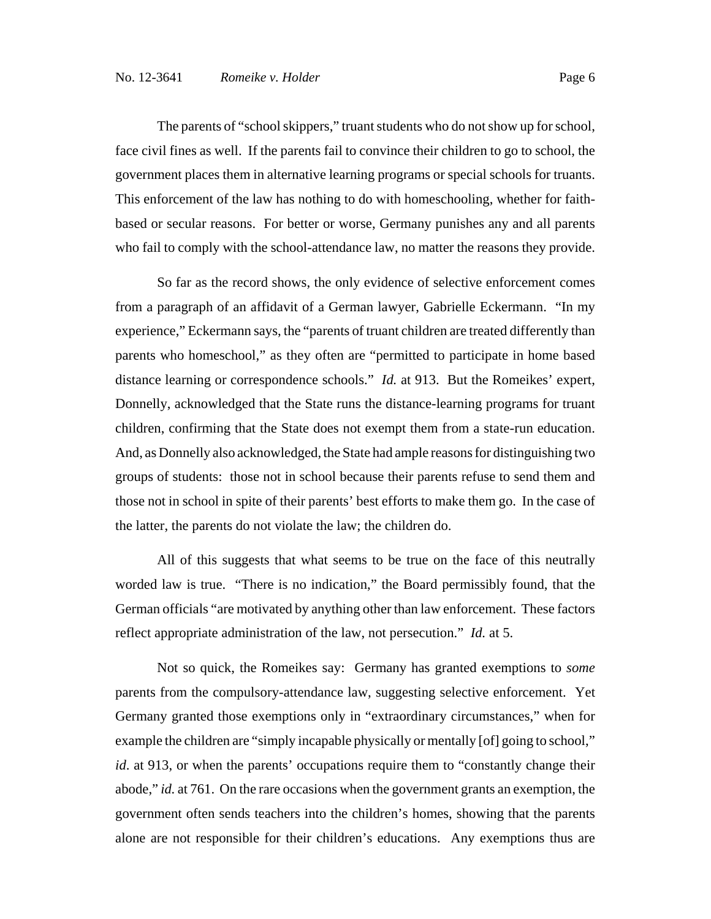The parents of "school skippers," truant students who do not show up for school, face civil fines as well. If the parents fail to convince their children to go to school, the government places them in alternative learning programs or special schools for truants. This enforcement of the law has nothing to do with homeschooling, whether for faith-based or secular reasons. For better or worse, Germany punishes any and all parents who fail to comply with the school-attendance law, no matter the reasons they provide.

So far as the record shows, the only evidence of selective enforcement comes from a paragraph of an affidavit of a German lawyer, Gabrielle Eckermann. "In my experience," Eckermann says, the "parents of truant children are treated differently than parents who homeschool," as they often are "permitted to participate in home based distance learning or correspondence schools." *Id.* at 913. But the Romeikes' expert, Donnelly, acknowledged that the State runs the distance-learning programs for truant children, confirming that the State does not exempt them from a state-run education. And, as Donnelly also acknowledged, the State had ample reasons for distinguishing two groups of students: those not in school because their parents refuse to send them and those not in school in spite of their parents' best efforts to make them go. In the case of the latter, the parents do not violate the law; the children do.

All of this suggests that what seems to be true on the face of this neutrally worded law is true. "There is no indication," the Board permissibly found, that the German officials "are motivated by anything other than law enforcement. These factors reflect appropriate administration of the law, not persecution." *Id.* at 5.

Not so quick, the Romeikes say: Germany has granted exemptions to *some* parents from the compulsory-attendance law, suggesting selective enforcement. Yet Germany granted those exemptions only in "extraordinary circumstances," when for example the children are "simply incapable physically or mentally [of] going to school," *id*. at 913, or when the parents' occupations require them to "constantly change their abode," *id.* at 761. On the rare occasions when the government grants an exemption, the government often sends teachers into the children's homes, showing that the parents alone are not responsible for their children's educations. Any exemptions thus are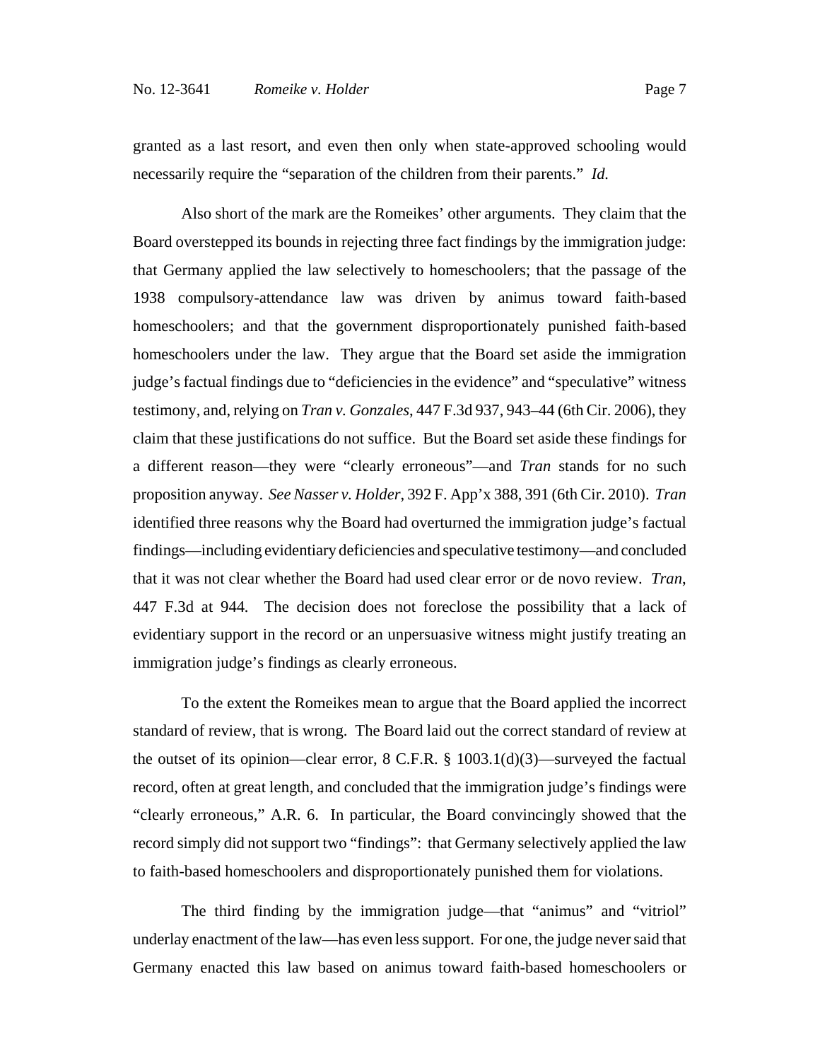granted as a last resort, and even then only when state-approved schooling would necessarily require the "separation of the children from their parents." *Id.*

Also short of the mark are the Romeikes' other arguments. They claim that the Board overstepped its bounds in rejecting three fact findings by the immigration judge: that Germany applied the law selectively to homeschoolers; that the passage of the 1938 compulsory-attendance law was driven by animus toward faith-based homeschoolers; and that the government disproportionately punished faith-based homeschoolers under the law. They argue that the Board set aside the immigration judge's factual findings due to "deficiencies in the evidence" and "speculative" witness testimony, and, relying on *Tran v. Gonzales*, 447 F.3d 937, 943–44 (6th Cir. 2006), they claim that these justifications do not suffice. But the Board set aside these findings for a different reason—they were "clearly erroneous"—and *Tran* stands for no such proposition anyway. *See Nasser v. Holder*, 392 F. App'x 388, 391 (6th Cir. 2010). *Tran* identified three reasons why the Board had overturned the immigration judge's factual findings—including evidentiary deficiencies and speculative testimony—and concluded that it was not clear whether the Board had used clear error or de novo review. *Tran*, 447 F.3d at 944. The decision does not foreclose the possibility that a lack of evidentiary support in the record or an unpersuasive witness might justify treating an immigration judge's findings as clearly erroneous.

To the extent the Romeikes mean to argue that the Board applied the incorrect standard of review, that is wrong. The Board laid out the correct standard of review at the outset of its opinion—clear error, 8 C.F.R. § 1003.1(d)(3)—surveyed the factual record, often at great length, and concluded that the immigration judge's findings were "clearly erroneous," A.R. 6. In particular, the Board convincingly showed that the record simply did not support two "findings": that Germany selectively applied the law to faith-based homeschoolers and disproportionately punished them for violations.

The third finding by the immigration judge—that "animus" and "vitriol" underlay enactment of the law—has even less support. For one, the judge never said that Germany enacted this law based on animus toward faith-based homeschoolers or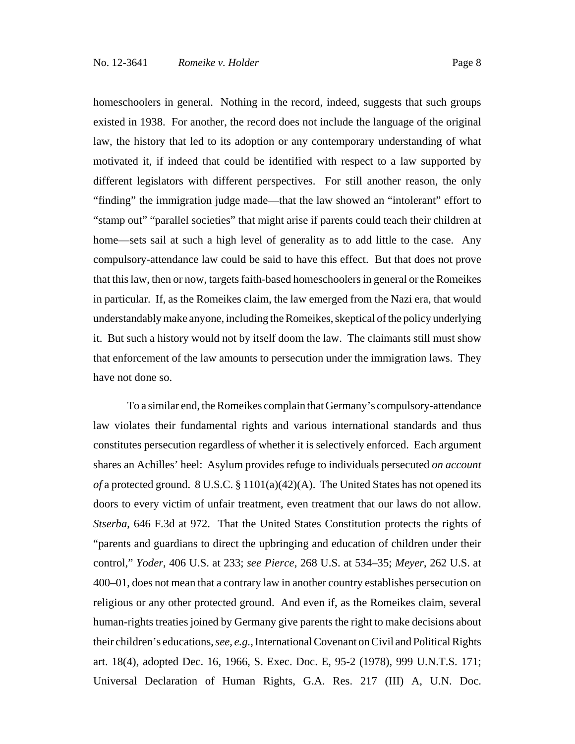homeschoolers in general. Nothing in the record, indeed, suggests that such groups existed in 1938. For another, the record does not include the language of the original law, the history that led to its adoption or any contemporary understanding of what motivated it, if indeed that could be identified with respect to a law supported by different legislators with different perspectives. For still another reason, the only "finding" the immigration judge made—that the law showed an "intolerant" effort to "stamp out" "parallel societies" that might arise if parents could teach their children at home—sets sail at such a high level of generality as to add little to the case. Any compulsory-attendance law could be said to have this effect. But that does not prove that this law, then or now, targets faith-based homeschoolers in general or the Romeikes in particular. If, as the Romeikes claim, the law emerged from the Nazi era, that would understandably make anyone, including the Romeikes, skeptical of the policy underlying it. But such a history would not by itself doom the law. The claimants still must show that enforcement of the law amounts to persecution under the immigration laws. They have not done so.

To a similar end, the Romeikes complain that Germany's compulsory-attendance law violates their fundamental rights and various international standards and thus constitutes persecution regardless of whether it is selectively enforced. Each argument shares an Achilles' heel: Asylum provides refuge to individuals persecuted *on account of* a protected ground. 8 U.S.C. § 1101(a)(42)(A). The United States has not opened its doors to every victim of unfair treatment, even treatment that our laws do not allow. *Stserba*, 646 F.3d at 972. That the United States Constitution protects the rights of "parents and guardians to direct the upbringing and education of children under their control," *Yoder*, 406 U.S. at 233; *see Pierce*, 268 U.S. at 534–35; *Meyer*, 262 U.S. at 400–01, does not mean that a contrary law in another country establishes persecution on religious or any other protected ground. And even if, as the Romeikes claim, several human-rights treaties joined by Germany give parents the right to make decisions about their children's educations, *see, e.g.*, International Covenant on Civil and Political Rights art. 18(4), adopted Dec. 16, 1966, S. Exec. Doc. E, 95-2 (1978), 999 U.N.T.S. 171; Universal Declaration of Human Rights, G.A. Res. 217 (III) A, U.N. Doc.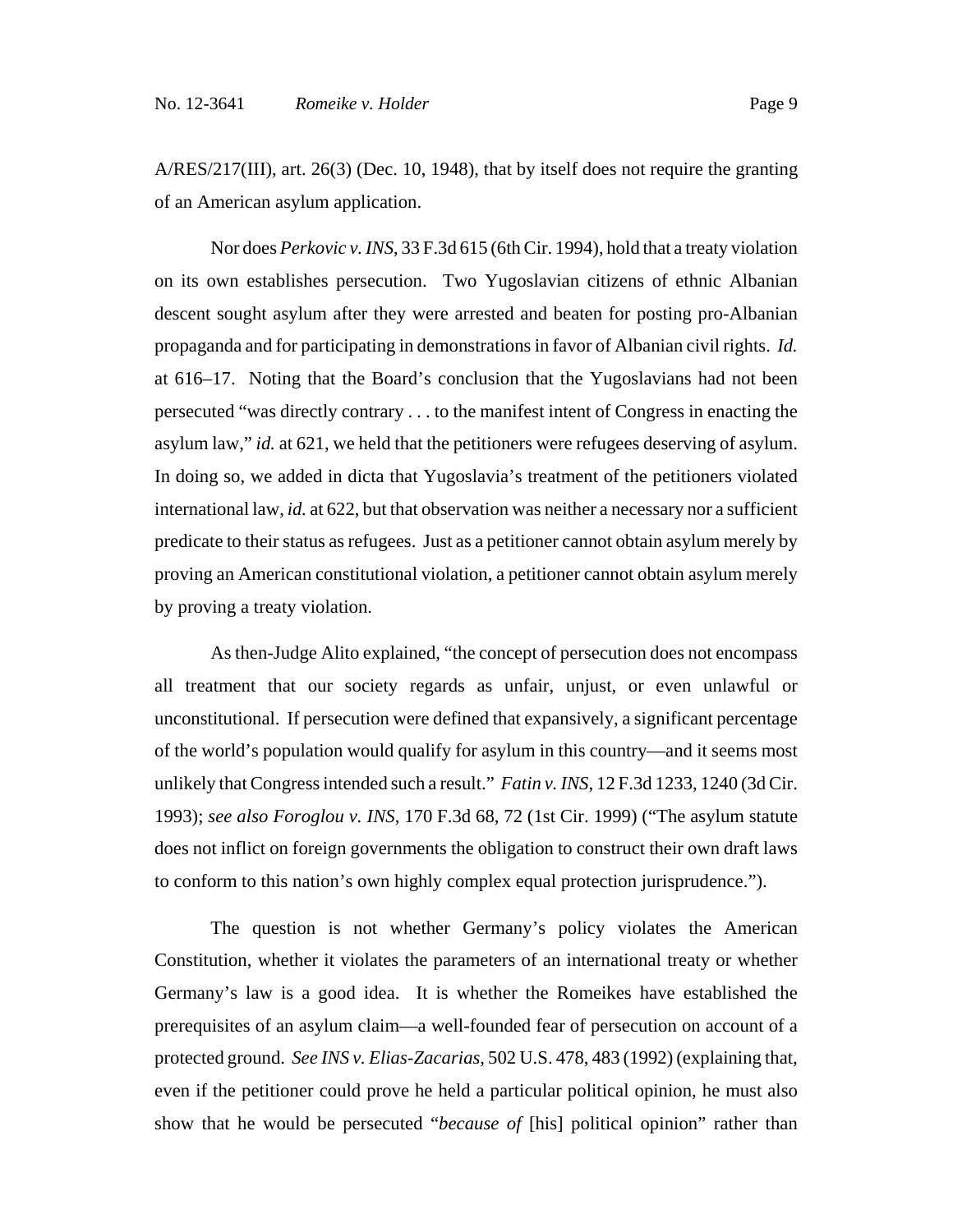A/RES/217(III), art. 26(3) (Dec. 10, 1948), that by itself does not require the granting of an American asylum application.

Nor does *Perkovic v. INS*, 33 F.3d 615 (6th Cir. 1994), hold that a treaty violation on its own establishes persecution. Two Yugoslavian citizens of ethnic Albanian descent sought asylum after they were arrested and beaten for posting pro-Albanian propaganda and for participating in demonstrations in favor of Albanian civil rights. *Id.* at 616–17. Noting that the Board's conclusion that the Yugoslavians had not been persecuted "was directly contrary . . . to the manifest intent of Congress in enacting the asylum law," *id.* at 621, we held that the petitioners were refugees deserving of asylum. In doing so, we added in dicta that Yugoslavia's treatment of the petitioners violated international law, *id.* at 622, but that observation was neither a necessary nor a sufficient predicate to their status as refugees. Just as a petitioner cannot obtain asylum merely by proving an American constitutional violation, a petitioner cannot obtain asylum merely by proving a treaty violation.

As then-Judge Alito explained, "the concept of persecution does not encompass all treatment that our society regards as unfair, unjust, or even unlawful or unconstitutional. If persecution were defined that expansively, a significant percentage of the world's population would qualify for asylum in this country—and it seems most unlikely that Congress intended such a result." *Fatin v. INS*, 12 F.3d 1233, 1240 (3d Cir. 1993); *see also Foroglou v. INS*, 170 F.3d 68, 72 (1st Cir. 1999) ("The asylum statute does not inflict on foreign governments the obligation to construct their own draft laws to conform to this nation's own highly complex equal protection jurisprudence.").

The question is not whether Germany's policy violates the American Constitution, whether it violates the parameters of an international treaty or whether Germany's law is a good idea. It is whether the Romeikes have established the prerequisites of an asylum claim—a well-founded fear of persecution on account of a protected ground. *See INS v. Elias-Zacarias*, 502 U.S. 478, 483 (1992) (explaining that, even if the petitioner could prove he held a particular political opinion, he must also show that he would be persecuted "*because of* [his] political opinion" rather than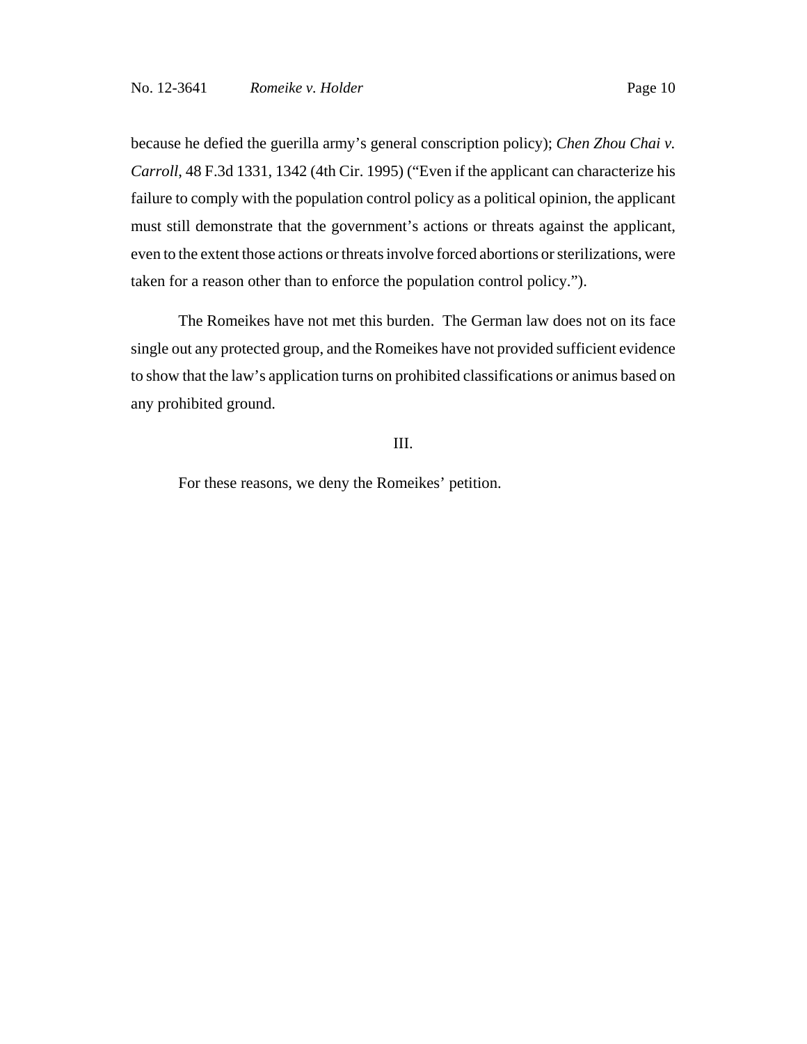because he defied the guerilla army's general conscription policy); *Chen Zhou Chai v. Carroll*, 48 F.3d 1331, 1342 (4th Cir. 1995) ("Even if the applicant can characterize his failure to comply with the population control policy as a political opinion, the applicant must still demonstrate that the government's actions or threats against the applicant, even to the extent those actions or threats involve forced abortions or sterilizations, were taken for a reason other than to enforce the population control policy.").

The Romeikes have not met this burden. The German law does not on its face single out any protected group, and the Romeikes have not provided sufficient evidence to show that the law's application turns on prohibited classifications or animus based on any prohibited ground.

## III.

For these reasons, we deny the Romeikes' petition.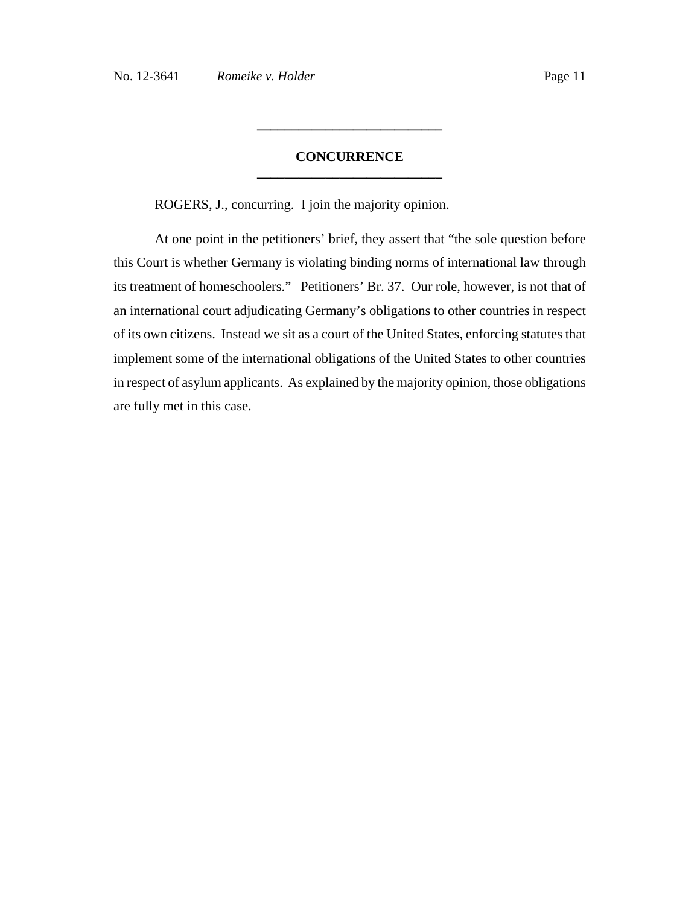## CONCURRENCE

ROGERS, J., concurring. I join the majority opinion.

At one point in the petitioners' brief, they assert that "the sole question before this Court is whether Germany is violating binding norms of international law through its treatment of homeschoolers." Petitioners' Br. 37. Our role, however, is not that of an international court adjudicating Germany's obligations to other countries in respect of its own citizens. Instead we sit as a court of the United States, enforcing statutes that implement some of the international obligations of the United States to other countries in respect of asylum applicants. As explained by the majority opinion, those obligations are fully met in this case.